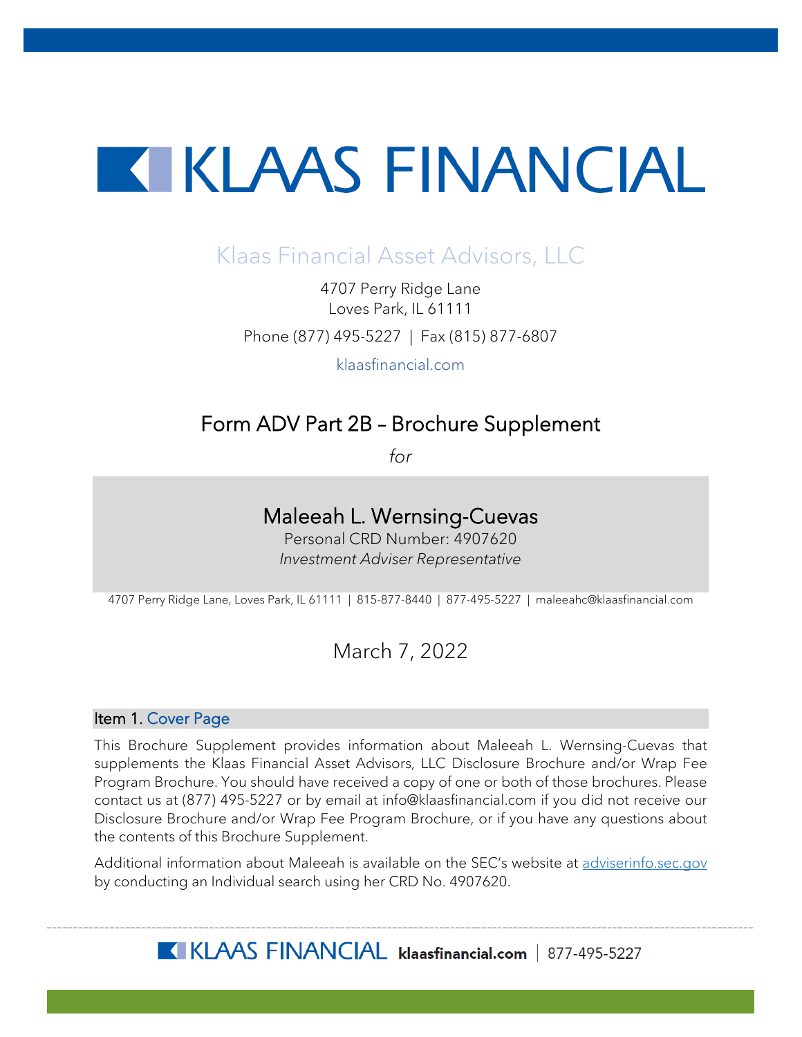# KLAAS FINANCIAL

## Klaas Financial Asset Advisors, LLC

4707 Perry Ridge Lane
Loves Park, IL 61111

Phone (877) 495-5227 | Fax (815) 877-6807

klaasfinancial.com

## Form ADV Part 2B – Brochure Supplement

*for*

### Maleeah L. Wernsing-Cuevas

Personal CRD Number: 4907620

*Investment Adviser Representative*

4707 Perry Ridge Lane, Loves Park, IL 61111 | 815-877-8440 | 877-495-5227 | maleeahc@klaasfinancial.com

March 7, 2022

## Item 1. Cover Page

This Brochure Supplement provides information about Maleeah L. Wernsing-Cuevas that supplements the Klaas Financial Asset Advisors, LLC Disclosure Brochure and/or Wrap Fee Program Brochure. You should have received a copy of one or both of those brochures. Please contact us at (877) 495-5227 or by email at info@klaasfinancial.com if you did not receive our Disclosure Brochure and/or Wrap Fee Program Brochure, or if you have any questions about the contents of this Brochure Supplement.

Additional information about Maleeah is available on the SEC's website at adviserinfo.sec.gov by conducting an Individual search using her CRD No. 4907620.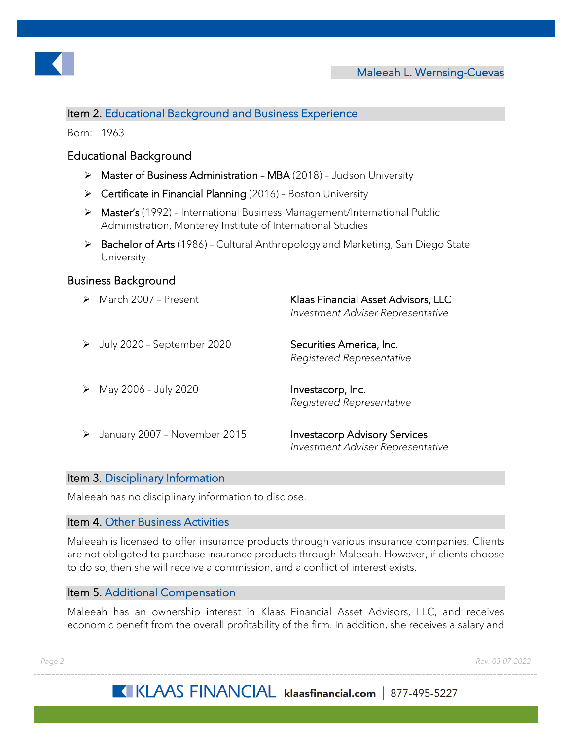Maleeah L. Wernsing-Cuevas

## Item 2. Educational Background and Business Experience

Born: 1963

### Educational Background

- **Master of Business Administration – MBA** (2018) – Judson University
- **Certificate in Financial Planning** (2016) – Boston University
- **Master's** (1992) – International Business Management/International Public Administration, Monterey Institute of International Studies
- **Bachelor of Arts** (1986) – Cultural Anthropology and Marketing, San Diego State University

### Business Background

- March 2007 – Present: **Klaas Financial Asset Advisors, LLC**, *Investment Adviser Representative*
- July 2020 – September 2020: **Securities America, Inc.**, *Registered Representative*
- May 2006 – July 2020: **Investacorp, Inc.**, *Registered Representative*
- January 2007 – November 2015: **Investacorp Advisory Services**, *Investment Adviser Representative*

## Item 3. Disciplinary Information

Maleeah has no disciplinary information to disclose.

## Item 4. Other Business Activities

Maleeah is licensed to offer insurance products through various insurance companies. Clients are not obligated to purchase insurance products through Maleeah. However, if clients choose to do so, then she will receive a commission, and a conflict of interest exists.

## Item 5. Additional Compensation

Maleeah has an ownership interest in Klaas Financial Asset Advisors, LLC, and receives economic benefit from the overall profitability of the firm. In addition, she receives a salary and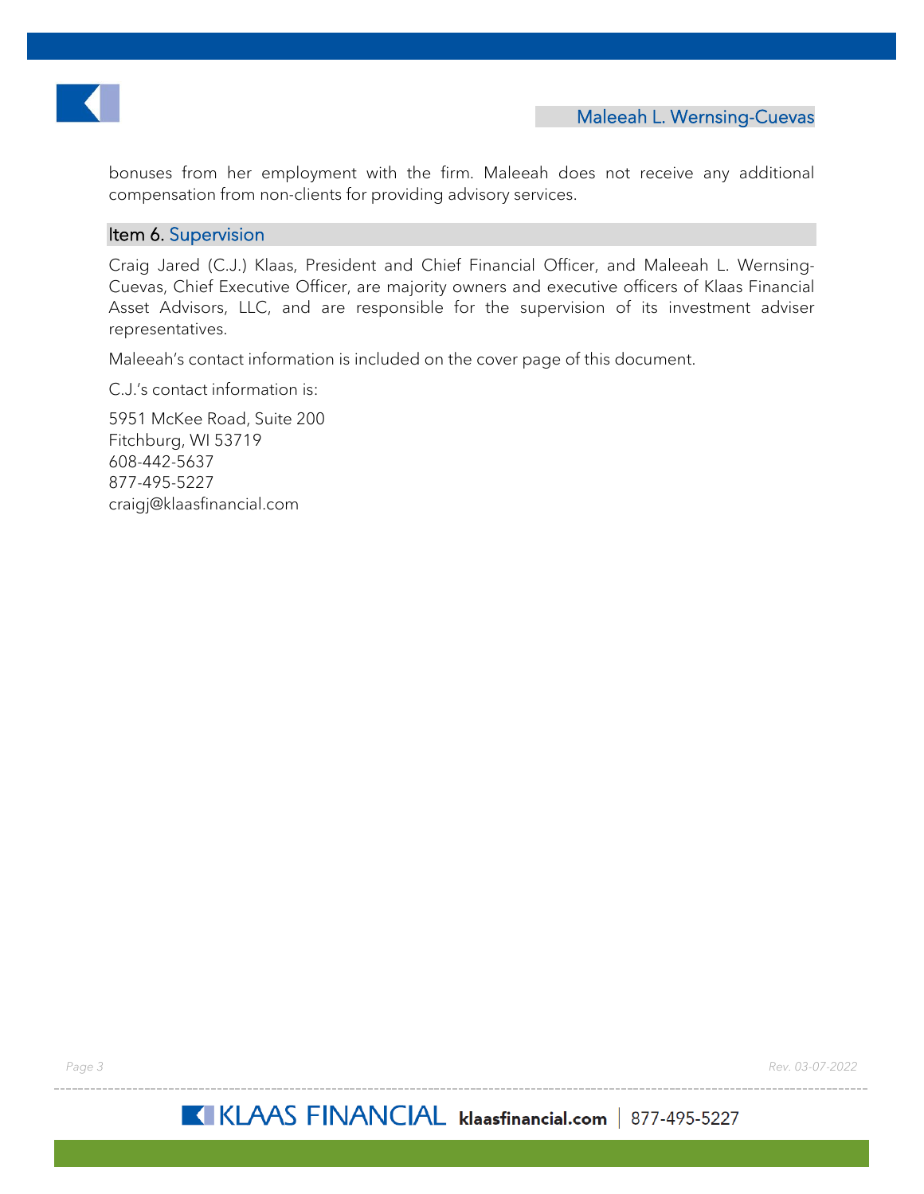bonuses from her employment with the firm. Maleeah does not receive any additional compensation from non-clients for providing advisory services.

## Item 6. Supervision

Craig Jared (C.J.) Klaas, President and Chief Financial Officer, and Maleeah L. Wernsing-Cuevas, Chief Executive Officer, are majority owners and executive officers of Klaas Financial Asset Advisors, LLC, and are responsible for the supervision of its investment adviser representatives.

Maleeah's contact information is included on the cover page of this document.

C.J.'s contact information is:

5951 McKee Road, Suite 200
Fitchburg, WI 53719
608-442-5637
877-495-5227
craigj@klaasfinancial.com